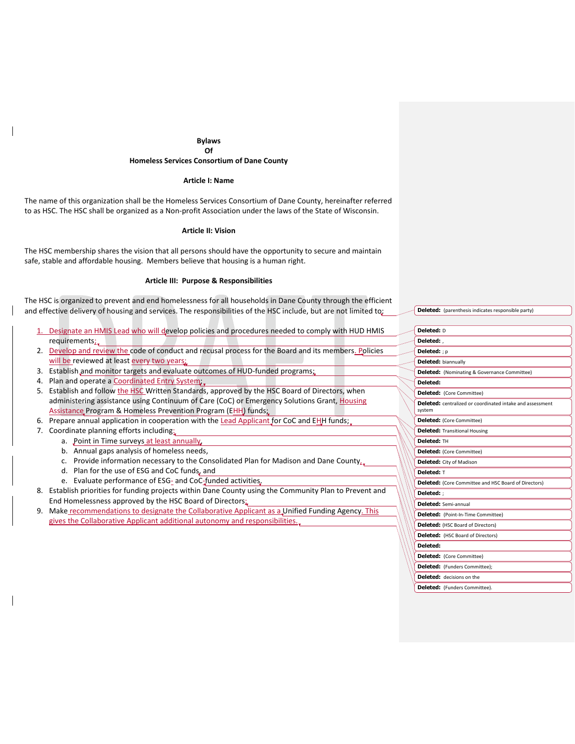**Bylaws**
**Of**
**Homeless Services Consortium of Dane County**

**Article I: Name**

The name of this organization shall be the Homeless Services Consortium of Dane County, hereinafter referred to as HSC. The HSC shall be organized as a Non-profit Association under the laws of the State of Wisconsin.

**Article II: Vision**

The HSC membership shares the vision that all persons should have the opportunity to secure and maintain safe, stable and affordable housing. Members believe that housing is a human right.

**Article III: Purpose & Responsibilities**

The HSC is organized to prevent and end homelessness for all households in Dane County through the efficient and effective delivery of housing and services. The responsibilities of the HSC include, but are not limited to:

1. Designate an HMIS Lead who will develop policies and procedures needed to comply with HUD HMIS requirements;
2. Develop and review the code of conduct and recusal process for the Board and its members. Policies will be reviewed at least every two years;
3. Establish and monitor targets and evaluate outcomes of HUD-funded programs;
4. Plan and operate a Coordinated Entry System;
5. Establish and follow the HSC Written Standards, approved by the HSC Board of Directors, when administering assistance using Continuum of Care (CoC) or Emergency Solutions Grant, Housing Assistance Program & Homeless Prevention Program (EHH) funds;
6. Prepare annual application in cooperation with the Lead Applicant for CoC and EHH funds;
7. Coordinate planning efforts including:
   a. Point in Time surveys at least annually,
   b. Annual gaps analysis of homeless needs,
   c. Provide information necessary to the Consolidated Plan for Madison and Dane County,
   d. Plan for the use of ESG and CoC funds, and
   e. Evaluate performance of ESG- and CoC-funded activities.
8. Establish priorities for funding projects within Dane County using the Community Plan to Prevent and End Homelessness approved by the HSC Board of Directors;
9. Make recommendations to designate the Collaborative Applicant as a Unified Funding Agency. This gives the Collaborative Applicant additional autonomy and responsibilities.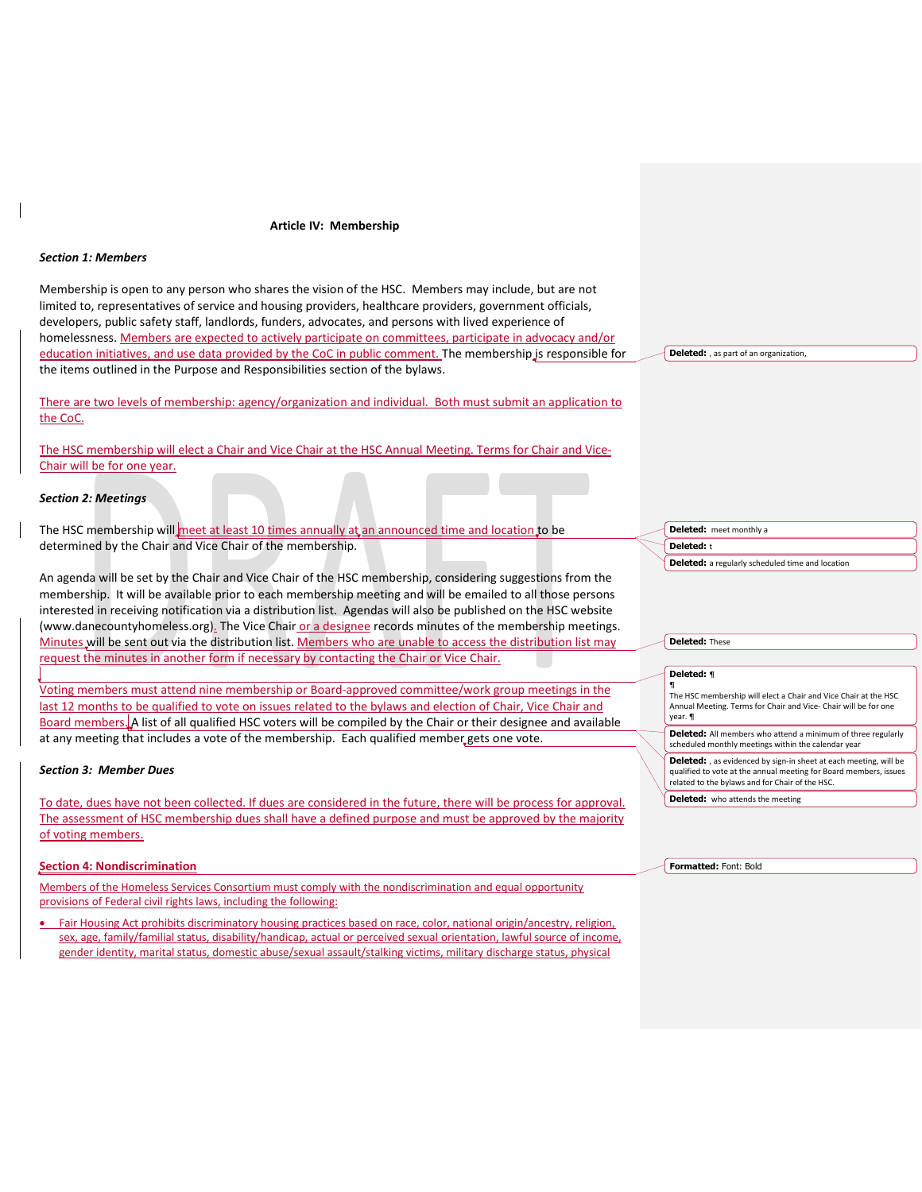## Article IV: Membership

***Section 1: Members***

Membership is open to any person who shares the vision of the HSC. Members may include, but are not limited to, representatives of service and housing providers, healthcare providers, government officials, developers, public safety staff, landlords, funders, advocates, and persons with lived experience of homelessness. Members are expected to actively participate on committees, participate in advocacy and/or education initiatives, and use data provided by the CoC in public comment. The membership is responsible for the items outlined in the Purpose and Responsibilities section of the bylaws.

There are two levels of membership: agency/organization and individual. Both must submit an application to the CoC.

The HSC membership will elect a Chair and Vice Chair at the HSC Annual Meeting. Terms for Chair and Vice-Chair will be for one year.

***Section 2: Meetings***

The HSC membership will meet at least 10 times annually at an announced time and location to be determined by the Chair and Vice Chair of the membership.

An agenda will be set by the Chair and Vice Chair of the HSC membership, considering suggestions from the membership. It will be available prior to each membership meeting and will be emailed to all those persons interested in receiving notification via a distribution list. Agendas will also be published on the HSC website (www.danecountyhomeless.org). The Vice Chair or a designee records minutes of the membership meetings. Minutes will be sent out via the distribution list. Members who are unable to access the distribution list may request the minutes in another form if necessary by contacting the Chair or Vice Chair.

Voting members must attend nine membership or Board-approved committee/work group meetings in the last 12 months to be qualified to vote on issues related to the bylaws and election of Chair, Vice Chair and Board members. A list of all qualified HSC voters will be compiled by the Chair or their designee and available at any meeting that includes a vote of the membership. Each qualified member gets one vote.

***Section 3: Member Dues***

To date, dues have not been collected. If dues are considered in the future, there will be process for approval. The assessment of HSC membership dues shall have a defined purpose and must be approved by the majority of voting members.

**Section 4: Nondiscrimination**

Members of the Homeless Services Consortium must comply with the nondiscrimination and equal opportunity provisions of Federal civil rights laws, including the following:

- Fair Housing Act prohibits discriminatory housing practices based on race, color, national origin/ancestry, religion, sex, age, family/familial status, disability/handicap, actual or perceived sexual orientation, lawful source of income, gender identity, marital status, domestic abuse/sexual assault/stalking victims, military discharge status, physical

Deleted: , as part of an organization,

Deleted: meet monthly a

Deleted: t

Deleted: a regularly scheduled time and location

Deleted: These

Deleted: ¶
¶
The HSC membership will elect a Chair and Vice Chair at the HSC Annual Meeting. Terms for Chair and Vice- Chair will be for one year. ¶

Deleted: All members who attend a minimum of three regularly scheduled monthly meetings within the calendar year

Deleted: , as evidenced by sign-in sheet at each meeting, will be qualified to vote at the annual meeting for Board members, issues related to the bylaws and for Chair of the HSC.

Deleted: who attends the meeting

Formatted: Font: Bold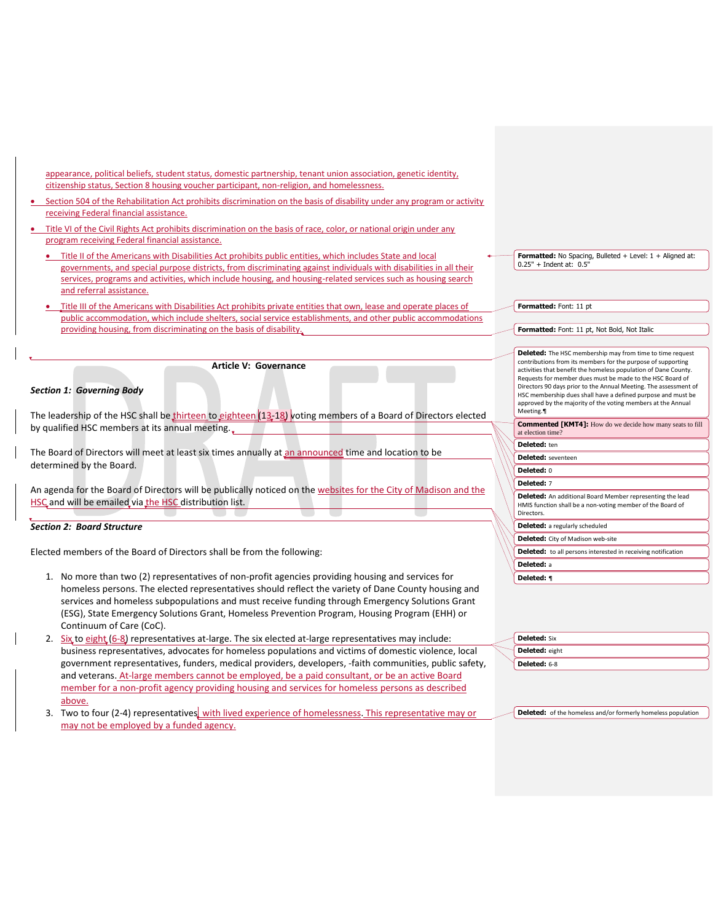appearance, political beliefs, student status, domestic partnership, tenant union association, genetic identity, citizenship status, Section 8 housing voucher participant, non-religion, and homelessness.

- Section 504 of the Rehabilitation Act prohibits discrimination on the basis of disability under any program or activity receiving Federal financial assistance.
- Title VI of the Civil Rights Act prohibits discrimination on the basis of race, color, or national origin under any program receiving Federal financial assistance.
  - Title II of the Americans with Disabilities Act prohibits public entities, which includes State and local governments, and special purpose districts, from discriminating against individuals with disabilities in all their services, programs and activities, which include housing, and housing-related services such as housing search and referral assistance.
  - Title III of the Americans with Disabilities Act prohibits private entities that own, lease and operate places of public accommodation, which include shelters, social service establishments, and other public accommodations providing housing, from discriminating on the basis of disability.

## Article V: Governance

### *Section 1: Governing Body*

The leadership of the HSC shall be thirteen to eighteen (13-18) voting members of a Board of Directors elected by qualified HSC members at its annual meeting.

The Board of Directors will meet at least six times annually at an announced time and location to be determined by the Board.

An agenda for the Board of Directors will be publically noticed on the websites for the City of Madison and the HSC and will be emailed via the HSC distribution list.

### *Section 2: Board Structure*

Elected members of the Board of Directors shall be from the following:

1. No more than two (2) representatives of non-profit agencies providing housing and services for homeless persons. The elected representatives should reflect the variety of Dane County housing and services and homeless subpopulations and must receive funding through Emergency Solutions Grant (ESG), State Emergency Solutions Grant, Homeless Prevention Program, Housing Program (EHH) or Continuum of Care (CoC).
2. Six to eight (6-8) representatives at-large. The six elected at-large representatives may include: business representatives, advocates for homeless populations and victims of domestic violence, local government representatives, funders, medical providers, developers, -faith communities, public safety, and veterans. At-large members cannot be employed, be a paid consultant, or be an active Board member for a non-profit agency providing housing and services for homeless persons as described above.
3. Two to four (2-4) representatives with lived experience of homelessness. This representative may or may not be employed by a funded agency.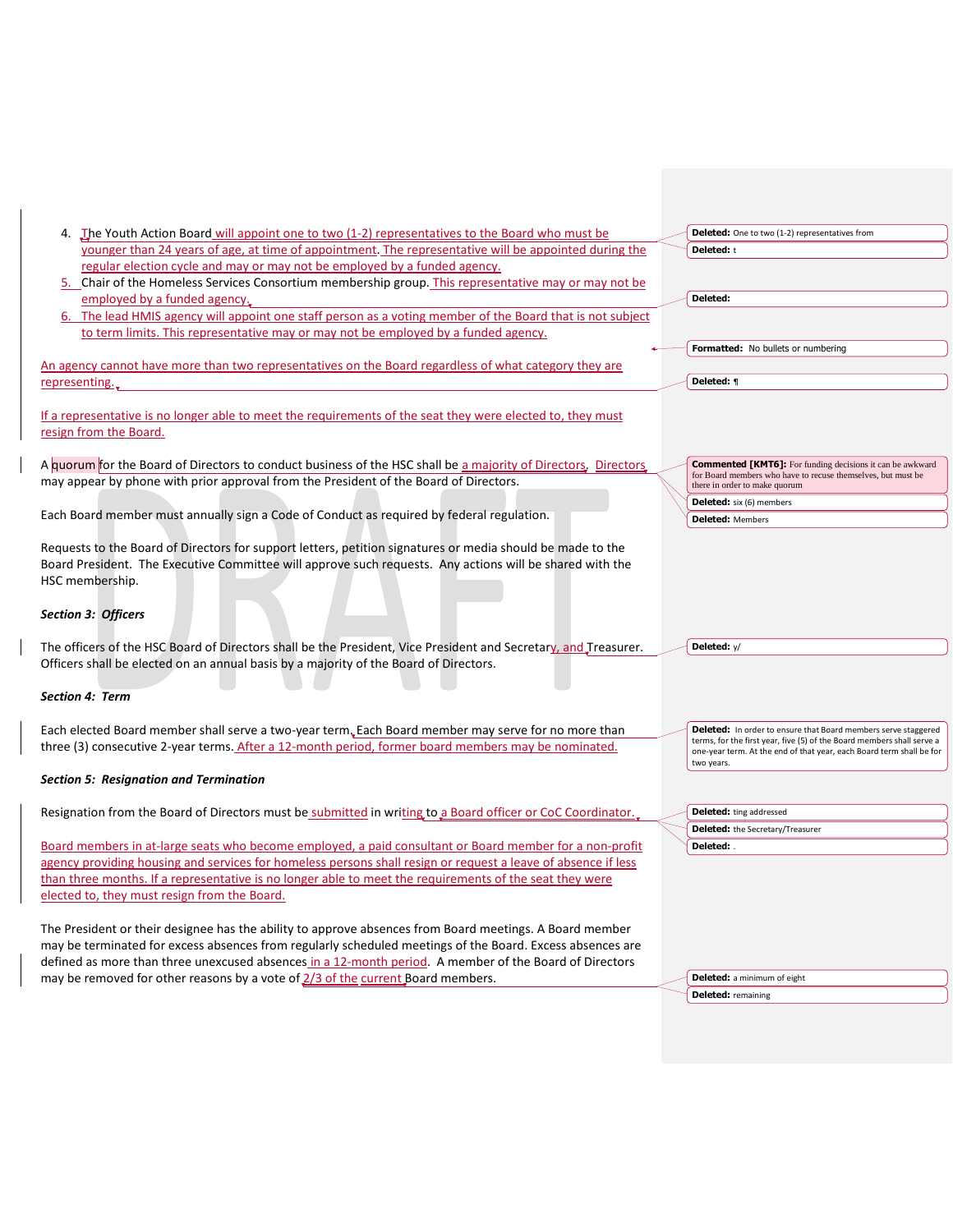4. The Youth Action Board will appoint one to two (1-2) representatives to the Board who must be younger than 24 years of age, at time of appointment. The representative will be appointed during the regular election cycle and may or may not be employed by a funded agency.
5. Chair of the Homeless Services Consortium membership group. This representative may or may not be employed by a funded agency.
6. The lead HMIS agency will appoint one staff person as a voting member of the Board that is not subject to term limits. This representative may or may not be employed by a funded agency.

An agency cannot have more than two representatives on the Board regardless of what category they are representing.

If a representative is no longer able to meet the requirements of the seat they were elected to, they must resign from the Board.

A quorum for the Board of Directors to conduct business of the HSC shall be a majority of Directors. Directors may appear by phone with prior approval from the President of the Board of Directors.

Each Board member must annually sign a Code of Conduct as required by federal regulation.

Requests to the Board of Directors for support letters, petition signatures or media should be made to the Board President. The Executive Committee will approve such requests. Any actions will be shared with the HSC membership.

***Section 3: Officers***

The officers of the HSC Board of Directors shall be the President, Vice President and Secretary, and Treasurer. Officers shall be elected on an annual basis by a majority of the Board of Directors.

***Section 4: Term***

Each elected Board member shall serve a two-year term. Each Board member may serve for no more than three (3) consecutive 2-year terms. After a 12-month period, former board members may be nominated.

***Section 5: Resignation and Termination***

Resignation from the Board of Directors must be submitted in writing to a Board officer or CoC Coordinator.

Board members in at-large seats who become employed, a paid consultant or Board member for a non-profit agency providing housing and services for homeless persons shall resign or request a leave of absence if less than three months. If a representative is no longer able to meet the requirements of the seat they were elected to, they must resign from the Board.

The President or their designee has the ability to approve absences from Board meetings. A Board member may be terminated for excess absences from regularly scheduled meetings of the Board. Excess absences are defined as more than three unexcused absences in a 12-month period. A member of the Board of Directors may be removed for other reasons by a vote of 2/3 of the current Board members.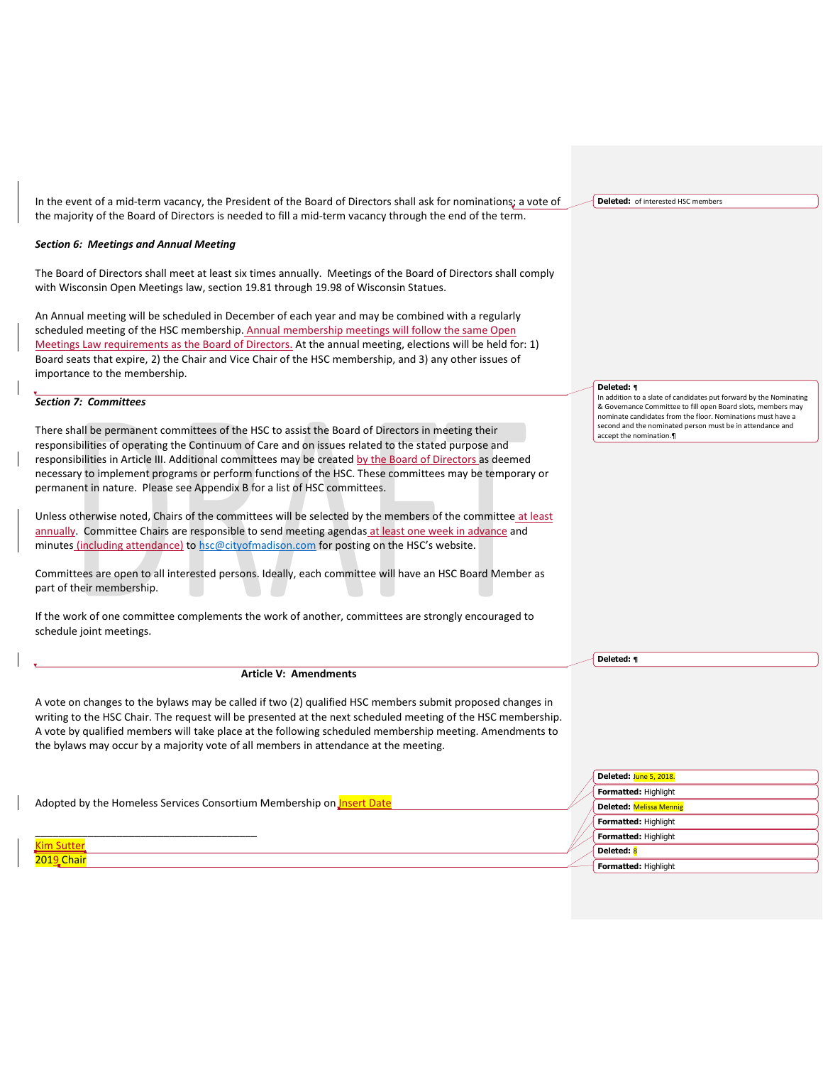In the event of a mid-term vacancy, the President of the Board of Directors shall ask for nominations; a vote of the majority of the Board of Directors is needed to fill a mid-term vacancy through the end of the term.

***Section 6: Meetings and Annual Meeting***

The Board of Directors shall meet at least six times annually. Meetings of the Board of Directors shall comply with Wisconsin Open Meetings law, section 19.81 through 19.98 of Wisconsin Statues.

An Annual meeting will be scheduled in December of each year and may be combined with a regularly scheduled meeting of the HSC membership. Annual membership meetings will follow the same Open Meetings Law requirements as the Board of Directors. At the annual meeting, elections will be held for: 1) Board seats that expire, 2) the Chair and Vice Chair of the HSC membership, and 3) any other issues of importance to the membership.

***Section 7: Committees***

There shall be permanent committees of the HSC to assist the Board of Directors in meeting their responsibilities of operating the Continuum of Care and on issues related to the stated purpose and responsibilities in Article III. Additional committees may be created by the Board of Directors as deemed necessary to implement programs or perform functions of the HSC. These committees may be temporary or permanent in nature. Please see Appendix B for a list of HSC committees.

Unless otherwise noted, Chairs of the committees will be selected by the members of the committee at least annually. Committee Chairs are responsible to send meeting agendas at least one week in advance and minutes (including attendance) to hsc@cityofmadison.com for posting on the HSC's website.

Committees are open to all interested persons. Ideally, each committee will have an HSC Board Member as part of their membership.

If the work of one committee complements the work of another, committees are strongly encouraged to schedule joint meetings.

**Article V: Amendments**

A vote on changes to the bylaws may be called if two (2) qualified HSC members submit proposed changes in writing to the HSC Chair. The request will be presented at the next scheduled meeting of the HSC membership. A vote by qualified members will take place at the following scheduled membership meeting. Amendments to the bylaws may occur by a majority vote of all members in attendance at the meeting.

Adopted by the Homeless Services Consortium Membership on Insert Date

\_\_\_\_\_\_\_\_\_\_\_\_\_\_\_\_\_\_\_\_\_\_\_\_\_\_\_\_\_\_\_\_\_\_\_\_\_\_\_\_

Kim Sutter
2019 Chair

Deleted: of interested HSC members

Deleted: In addition to a slate of candidates put forward by the Nominating & Governance Committee to fill open Board slots, members may nominate candidates from the floor. Nominations must have a second and the nominated person must be in attendance and accept the nomination.

Deleted: June 5, 2018.

Formatted: Highlight

Deleted: Melissa Mennig

Formatted: Highlight

Formatted: Highlight

Deleted: 8

Formatted: Highlight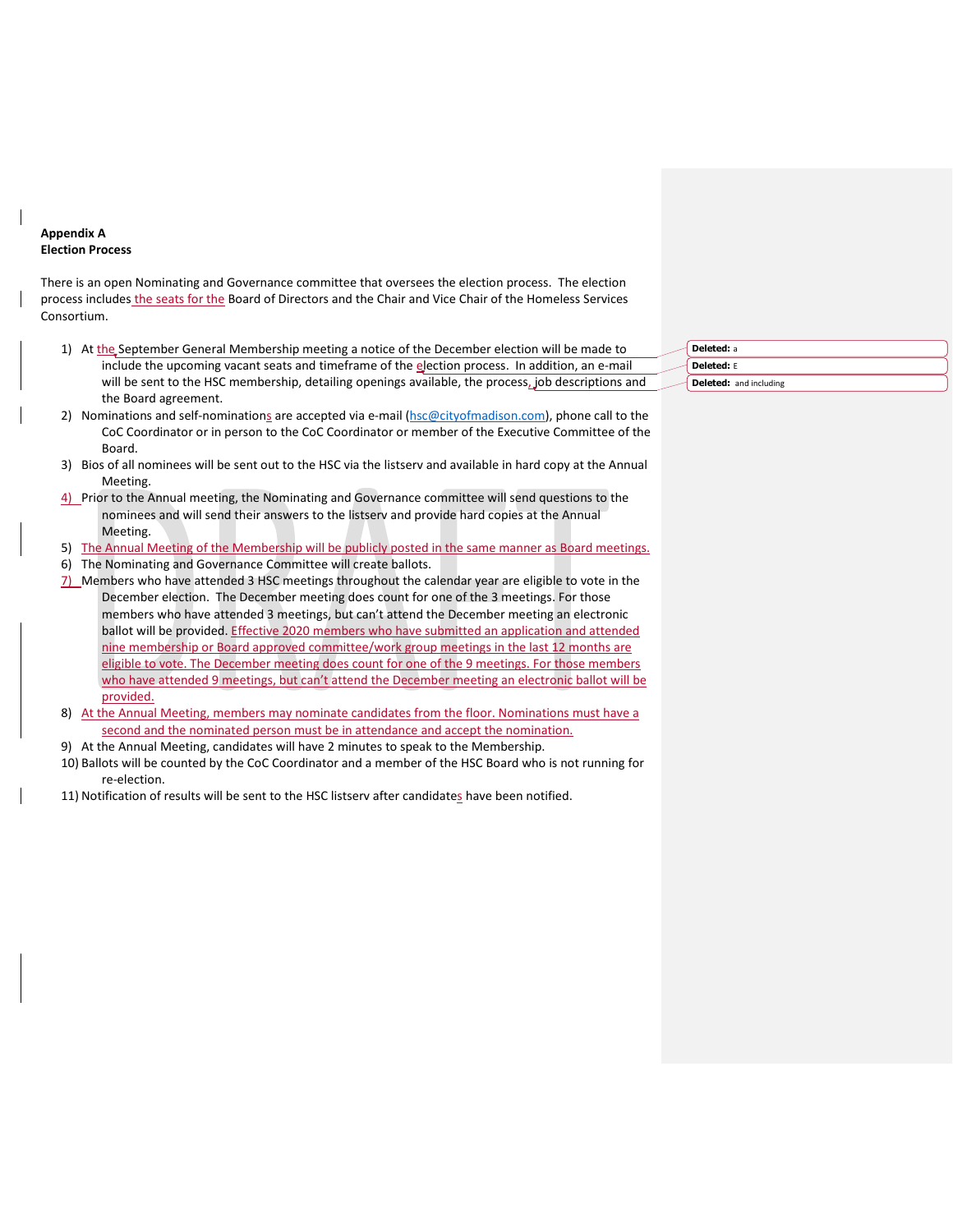**Appendix A**
**Election Process**

There is an open Nominating and Governance committee that oversees the election process. The election process includes the seats for the Board of Directors and the Chair and Vice Chair of the Homeless Services Consortium.

1) At the September General Membership meeting a notice of the December election will be made to include the upcoming vacant seats and timeframe of the election process. In addition, an e-mail will be sent to the HSC membership, detailing openings available, the process, job descriptions and the Board agreement.
2) Nominations and self-nominations are accepted via e-mail (hsc@cityofmadison.com), phone call to the CoC Coordinator or in person to the CoC Coordinator or member of the Executive Committee of the Board.
3) Bios of all nominees will be sent out to the HSC via the listserv and available in hard copy at the Annual Meeting.
4) Prior to the Annual meeting, the Nominating and Governance committee will send questions to the nominees and will send their answers to the listserv and provide hard copies at the Annual Meeting.
5) The Annual Meeting of the Membership will be publicly posted in the same manner as Board meetings.
6) The Nominating and Governance Committee will create ballots.
7) Members who have attended 3 HSC meetings throughout the calendar year are eligible to vote in the December election. The December meeting does count for one of the 3 meetings. For those members who have attended 3 meetings, but can't attend the December meeting an electronic ballot will be provided. Effective 2020 members who have submitted an application and attended nine membership or Board approved committee/work group meetings in the last 12 months are eligible to vote. The December meeting does count for one of the 9 meetings. For those members who have attended 9 meetings, but can't attend the December meeting an electronic ballot will be provided.
8) At the Annual Meeting, members may nominate candidates from the floor. Nominations must have a second and the nominated person must be in attendance and accept the nomination.
9) At the Annual Meeting, candidates will have 2 minutes to speak to the Membership.
10) Ballots will be counted by the CoC Coordinator and a member of the HSC Board who is not running for re-election.
11) Notification of results will be sent to the HSC listserv after candidates have been notified.

Deleted: a

Deleted: E

Deleted: and including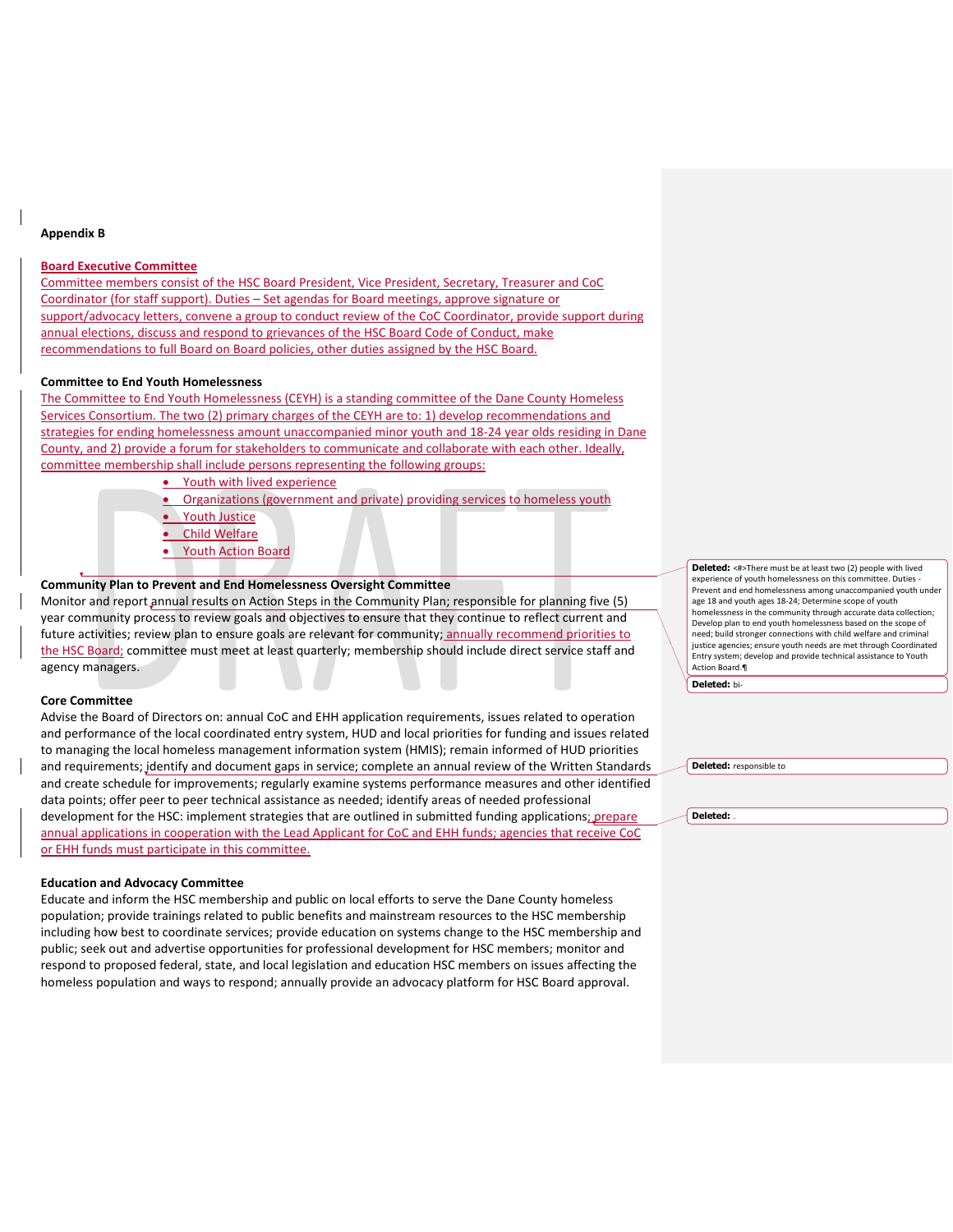**Appendix B**

**Board Executive Committee**

Committee members consist of the HSC Board President, Vice President, Secretary, Treasurer and CoC Coordinator (for staff support). Duties – Set agendas for Board meetings, approve signature or support/advocacy letters, convene a group to conduct review of the CoC Coordinator, provide support during annual elections, discuss and respond to grievances of the HSC Board Code of Conduct, make recommendations to full Board on Board policies, other duties assigned by the HSC Board.

**Committee to End Youth Homelessness**

The Committee to End Youth Homelessness (CEYH) is a standing committee of the Dane County Homeless Services Consortium. The two (2) primary charges of the CEYH are to: 1) develop recommendations and strategies for ending homelessness amount unaccompanied minor youth and 18-24 year olds residing in Dane County, and 2) provide a forum for stakeholders to communicate and collaborate with each other. Ideally, committee membership shall include persons representing the following groups:

- Youth with lived experience
- Organizations (government and private) providing services to homeless youth
- Youth Justice
- Child Welfare
- Youth Action Board

**Community Plan to Prevent and End Homelessness Oversight Committee**

Monitor and report annual results on Action Steps in the Community Plan; responsible for planning five (5) year community process to review goals and objectives to ensure that they continue to reflect current and future activities; review plan to ensure goals are relevant for community; annually recommend priorities to the HSC Board; committee must meet at least quarterly; membership should include direct service staff and agency managers.

**Core Committee**

Advise the Board of Directors on: annual CoC and EHH application requirements, issues related to operation and performance of the local coordinated entry system, HUD and local priorities for funding and issues related to managing the local homeless management information system (HMIS); remain informed of HUD priorities and requirements; identify and document gaps in service; complete an annual review of the Written Standards and create schedule for improvements; regularly examine systems performance measures and other identified data points; offer peer to peer technical assistance as needed; identify areas of needed professional development for the HSC: implement strategies that are outlined in submitted funding applications; prepare annual applications in cooperation with the Lead Applicant for CoC and EHH funds; agencies that receive CoC or EHH funds must participate in this committee.

**Education and Advocacy Committee**

Educate and inform the HSC membership and public on local efforts to serve the Dane County homeless population; provide trainings related to public benefits and mainstream resources to the HSC membership including how best to coordinate services; provide education on systems change to the HSC membership and public; seek out and advertise opportunities for professional development for HSC members; monitor and respond to proposed federal, state, and local legislation and education HSC members on issues affecting the homeless population and ways to respond; annually provide an advocacy platform for HSC Board approval.

**Deleted:** <#>There must be at least two (2) people with lived experience of youth homelessness on this committee. Duties - Prevent and end homelessness among unaccompanied youth under age 18 and youth ages 18-24; Determine scope of youth homelessness in the community through accurate data collection; Develop plan to end youth homelessness based on the scope of need; build stronger connections with child welfare and criminal justice agencies; ensure youth needs are met through Coordinated Entry system; develop and provide technical assistance to Youth Action Board.¶

**Deleted:** bi-

**Deleted:** responsible to

**Deleted:** .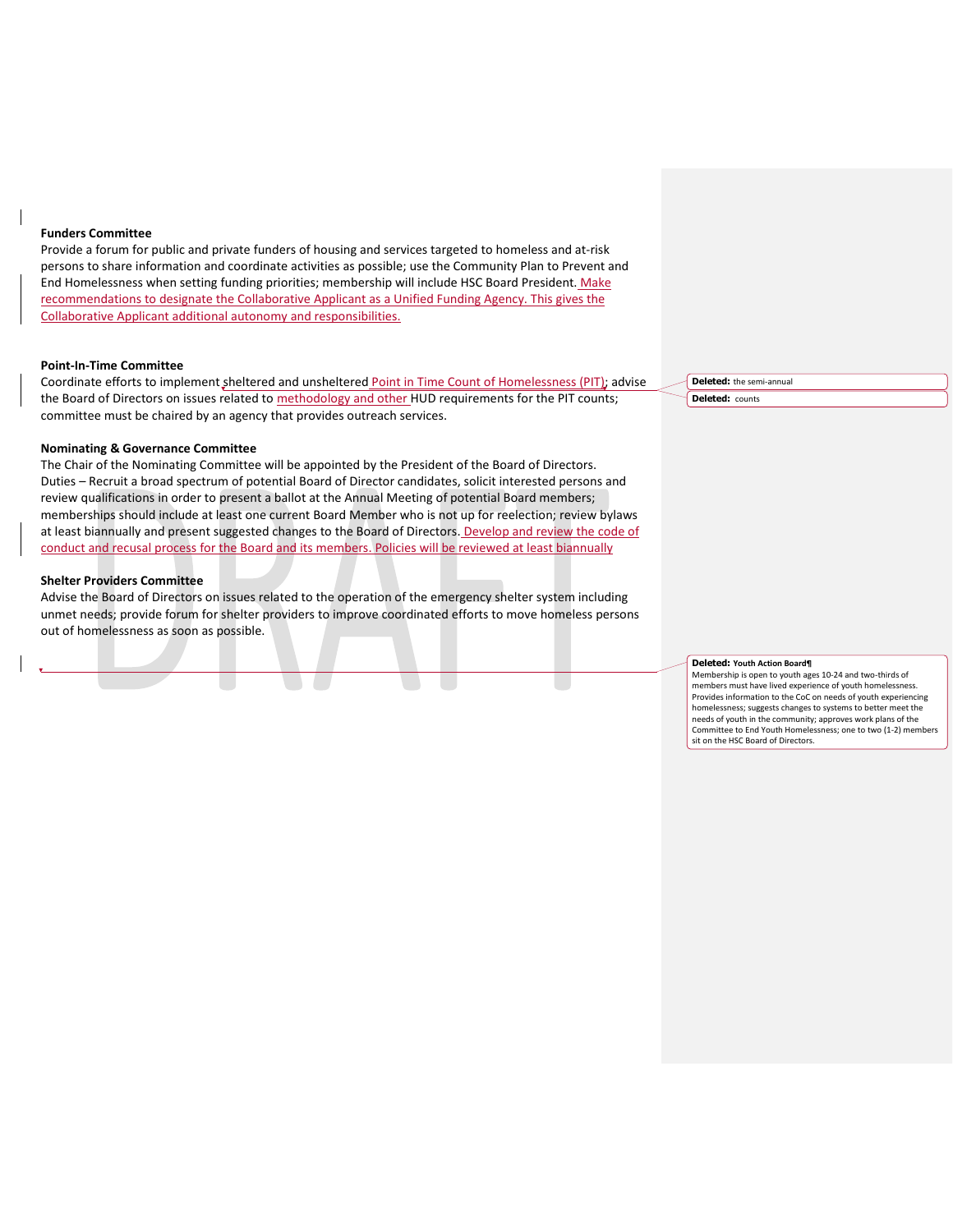**Funders Committee**

Provide a forum for public and private funders of housing and services targeted to homeless and at-risk persons to share information and coordinate activities as possible; use the Community Plan to Prevent and End Homelessness when setting funding priorities; membership will include HSC Board President. Make recommendations to designate the Collaborative Applicant as a Unified Funding Agency. This gives the Collaborative Applicant additional autonomy and responsibilities.

**Point-In-Time Committee**

Coordinate efforts to implement sheltered and unsheltered Point in Time Count of Homelessness (PIT); advise the Board of Directors on issues related to methodology and other HUD requirements for the PIT counts; committee must be chaired by an agency that provides outreach services.

**Nominating & Governance Committee**

The Chair of the Nominating Committee will be appointed by the President of the Board of Directors. Duties – Recruit a broad spectrum of potential Board of Director candidates, solicit interested persons and review qualifications in order to present a ballot at the Annual Meeting of potential Board members; memberships should include at least one current Board Member who is not up for reelection; review bylaws at least biannually and present suggested changes to the Board of Directors. Develop and review the code of conduct and recusal process for the Board and its members. Policies will be reviewed at least biannually

**Shelter Providers Committee**

Advise the Board of Directors on issues related to the operation of the emergency shelter system including unmet needs; provide forum for shelter providers to improve coordinated efforts to move homeless persons out of homelessness as soon as possible.